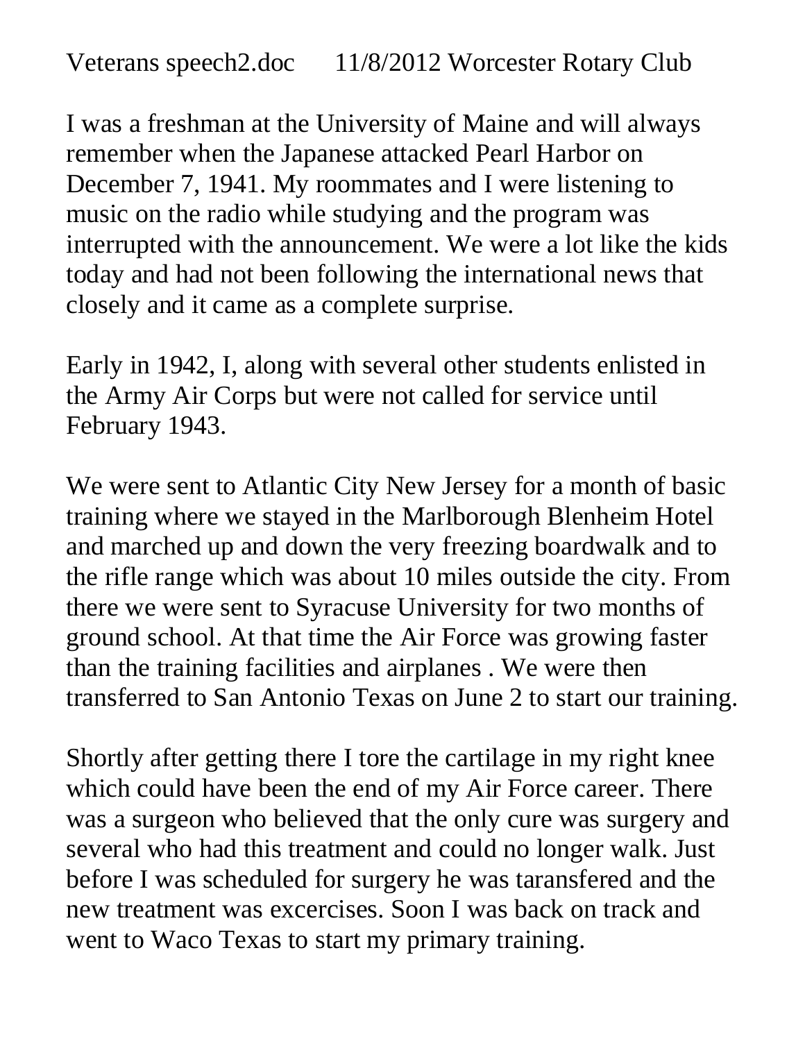Veterans speech2.doc 11/8/2012 Worcester Rotary Club

I was a freshman at the University of Maine and will always remember when the Japanese attacked Pearl Harbor on December 7, 1941. My roommates and I were listening to music on the radio while studying and the program was interrupted with the announcement. We were a lot like the kids today and had not been following the international news that closely and it came as a complete surprise.

Early in 1942, I, along with several other students enlisted in the Army Air Corps but were not called for service until February 1943.

We were sent to Atlantic City New Jersey for a month of basic training where we stayed in the Marlborough Blenheim Hotel and marched up and down the very freezing boardwalk and to the rifle range which was about 10 miles outside the city. From there we were sent to Syracuse University for two months of ground school. At that time the Air Force was growing faster than the training facilities and airplanes . We were then transferred to San Antonio Texas on June 2 to start our training.

Shortly after getting there I tore the cartilage in my right knee which could have been the end of my Air Force career. There was a surgeon who believed that the only cure was surgery and several who had this treatment and could no longer walk. Just before I was scheduled for surgery he was taransfered and the new treatment was excercises. Soon I was back on track and went to Waco Texas to start my primary training.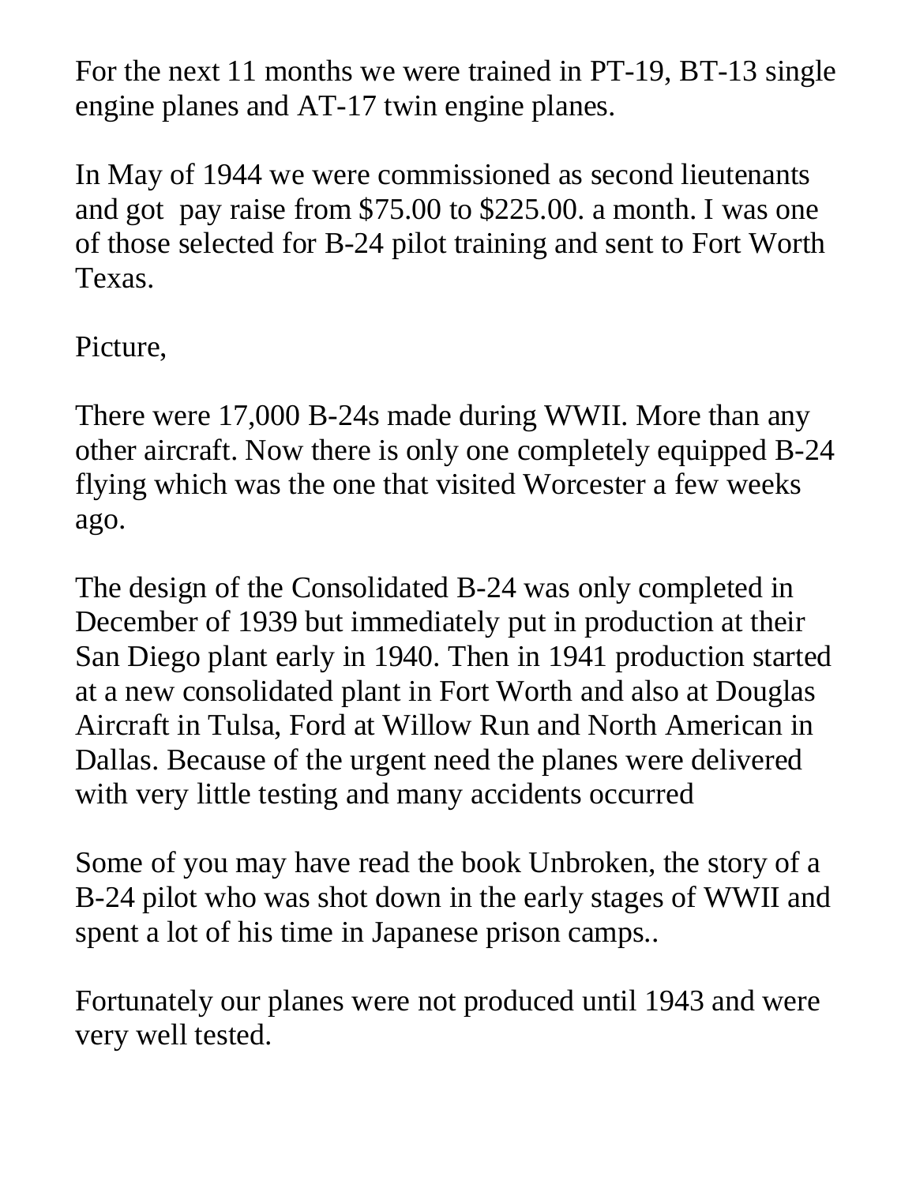For the next 11 months we were trained in PT-19, BT-13 single engine planes and AT-17 twin engine planes.

In May of 1944 we were commissioned as second lieutenants and got  pay raise from $75.00 to $225.00. a month. I was one of those selected for B-24 pilot training and sent to Fort Worth Texas.

Picture,

There were 17,000 B-24s made during WWII. More than any other aircraft. Now there is only one completely equipped B-24 flying which was the one that visited Worcester a few weeks ago.

The design of the Consolidated B-24 was only completed in December of 1939 but immediately put in production at their San Diego plant early in 1940. Then in 1941 production started at a new consolidated plant in Fort Worth and also at Douglas Aircraft in Tulsa, Ford at Willow Run and North American in Dallas. Because of the urgent need the planes were delivered with very little testing and many accidents occurred

Some of you may have read the book Unbroken, the story of a B-24 pilot who was shot down in the early stages of WWII and spent a lot of his time in Japanese prison camps..

Fortunately our planes were not produced until 1943 and were very well tested.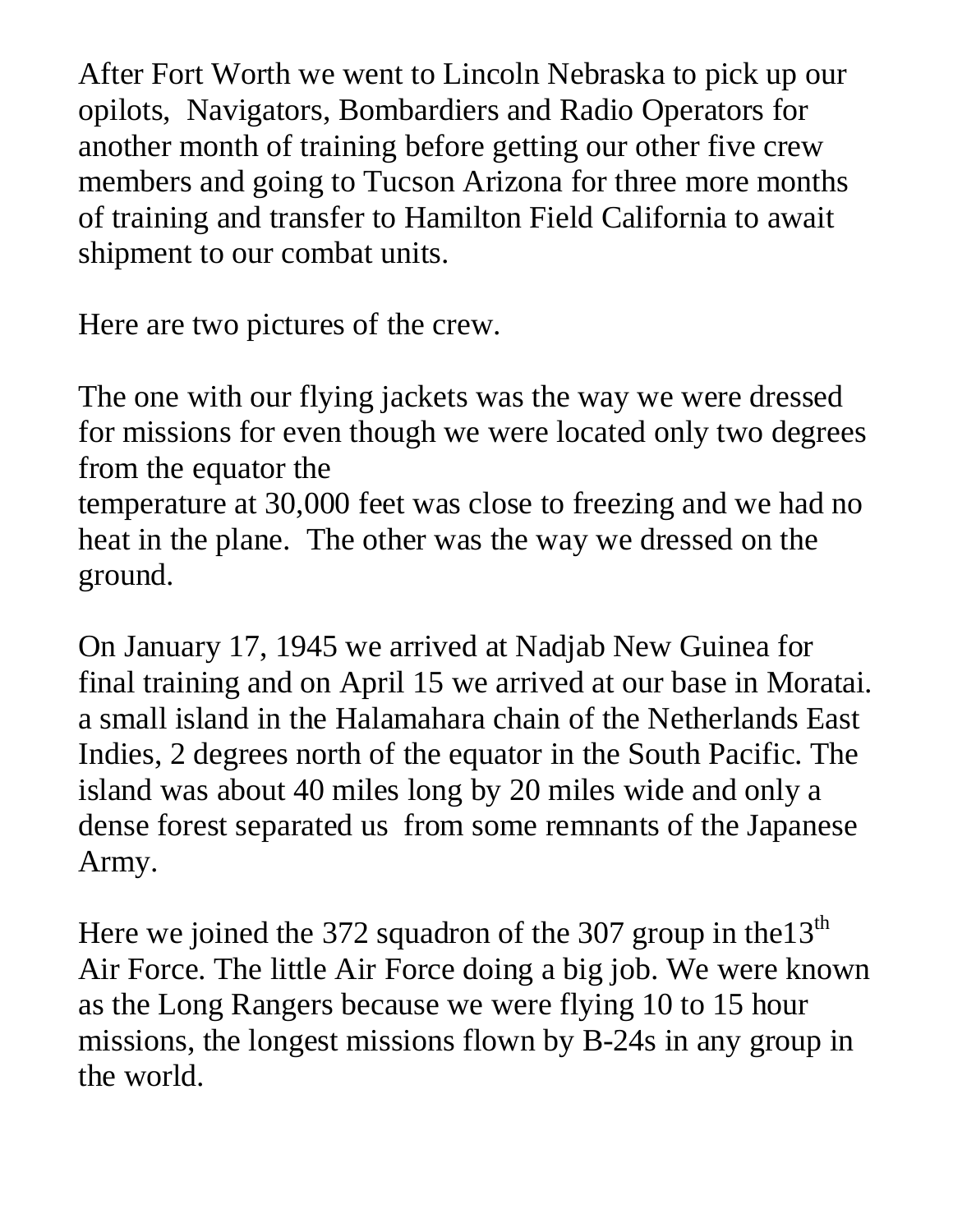After Fort Worth we went to Lincoln Nebraska to pick up our opilots,  Navigators, Bombardiers and Radio Operators for another month of training before getting our other five crew members and going to Tucson Arizona for three more months of training and transfer to Hamilton Field California to await shipment to our combat units.

Here are two pictures of the crew.

The one with our flying jackets was the way we were dressed for missions for even though we were located only two degrees from the equator the
temperature at 30,000 feet was close to freezing and we had no heat in the plane.  The other was the way we dressed on the ground.

On January 17, 1945 we arrived at Nadjab New Guinea for final training and on April 15 we arrived at our base in Moratai. a small island in the Halamahara chain of the Netherlands East Indies, 2 degrees north of the equator in the South Pacific. The island was about 40 miles long by 20 miles wide and only a dense forest separated us  from some remnants of the Japanese Army.

Here we joined the 372 squadron of the 307 group in the13th Air Force. The little Air Force doing a big job. We were known as the Long Rangers because we were flying 10 to 15 hour missions, the longest missions flown by B-24s in any group in the world.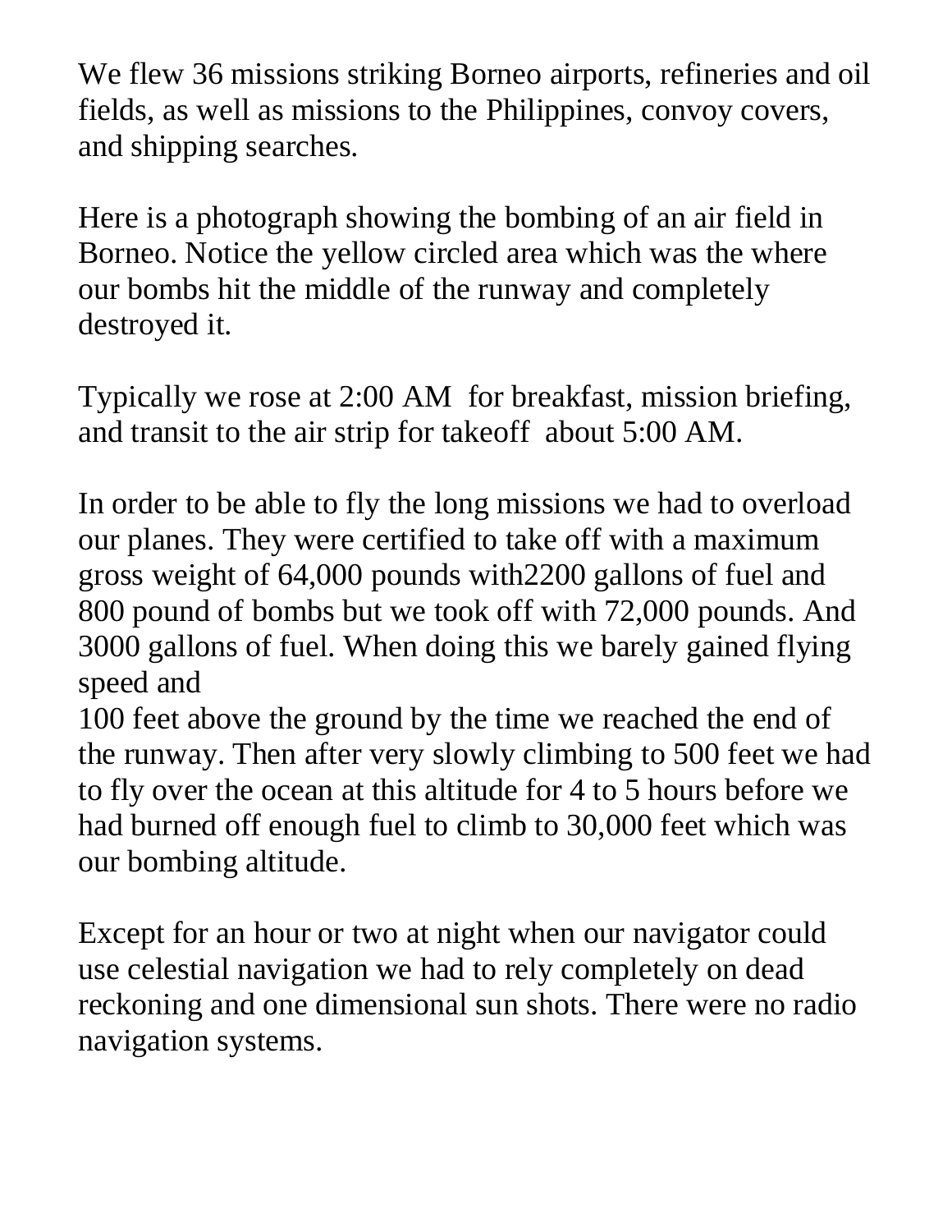We flew 36 missions striking Borneo airports, refineries and oil fields, as well as missions to the Philippines, convoy covers, and shipping searches.

Here is a photograph showing the bombing of an air field in Borneo. Notice the yellow circled area which was the where our bombs hit the middle of the runway and completely destroyed it.

Typically we rose at 2:00 AM  for breakfast, mission briefing, and transit to the air strip for takeoff  about 5:00 AM.

In order to be able to fly the long missions we had to overload our planes. They were certified to take off with a maximum gross weight of 64,000 pounds with2200 gallons of fuel and 800 pound of bombs but we took off with 72,000 pounds. And 3000 gallons of fuel. When doing this we barely gained flying speed and
100 feet above the ground by the time we reached the end of the runway. Then after very slowly climbing to 500 feet we had to fly over the ocean at this altitude for 4 to 5 hours before we had burned off enough fuel to climb to 30,000 feet which was our bombing altitude.

Except for an hour or two at night when our navigator could use celestial navigation we had to rely completely on dead reckoning and one dimensional sun shots. There were no radio navigation systems.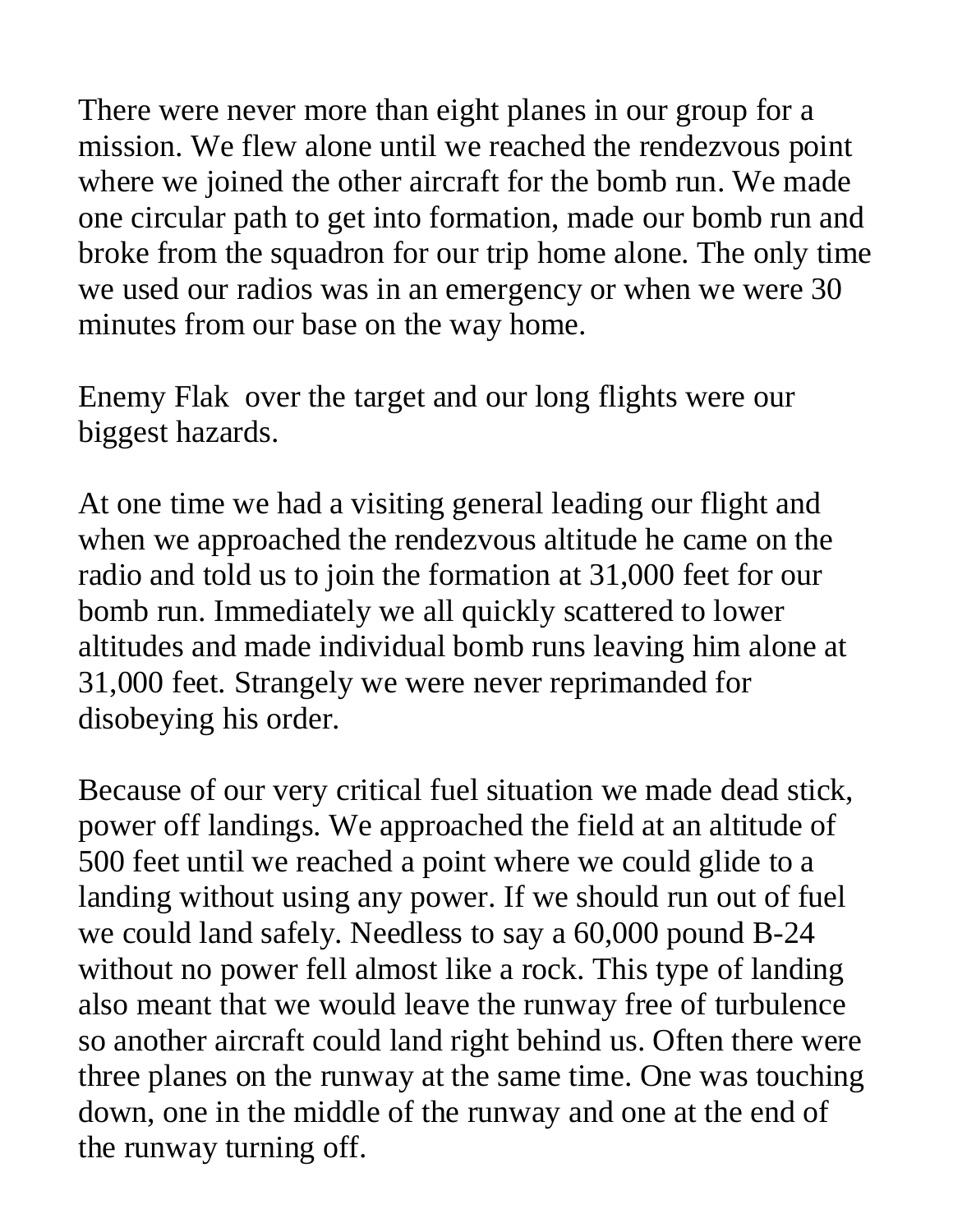There were never more than eight planes in our group for a mission. We flew alone until we reached the rendezvous point where we joined the other aircraft for the bomb run. We made one circular path to get into formation, made our bomb run and broke from the squadron for our trip home alone. The only time we used our radios was in an emergency or when we were 30 minutes from our base on the way home.

Enemy Flak  over the target and our long flights were our biggest hazards.

At one time we had a visiting general leading our flight and when we approached the rendezvous altitude he came on the radio and told us to join the formation at 31,000 feet for our bomb run. Immediately we all quickly scattered to lower altitudes and made individual bomb runs leaving him alone at 31,000 feet. Strangely we were never reprimanded for disobeying his order.

Because of our very critical fuel situation we made dead stick, power off landings. We approached the field at an altitude of 500 feet until we reached a point where we could glide to a landing without using any power. If we should run out of fuel we could land safely. Needless to say a 60,000 pound B-24 without no power fell almost like a rock. This type of landing also meant that we would leave the runway free of turbulence so another aircraft could land right behind us. Often there were three planes on the runway at the same time. One was touching down, one in the middle of the runway and one at the end of the runway turning off.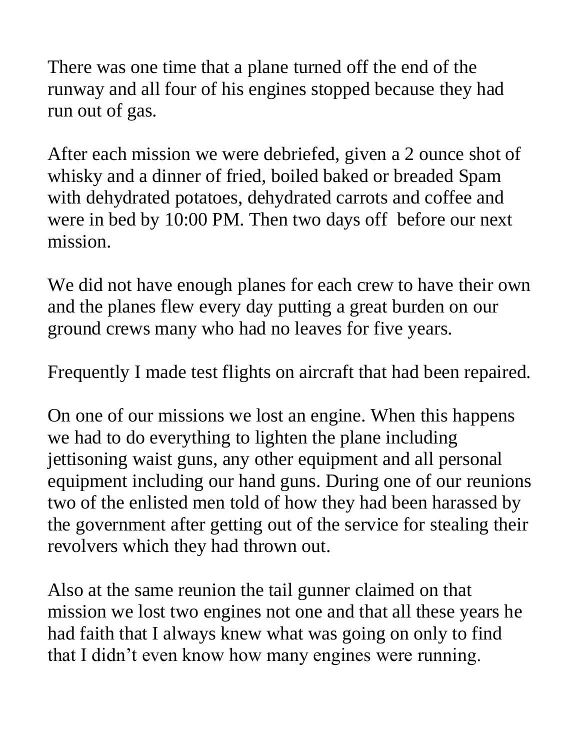There was one time that a plane turned off the end of the runway and all four of his engines stopped because they had run out of gas.

After each mission we were debriefed, given a 2 ounce shot of whisky and a dinner of fried, boiled baked or breaded Spam with dehydrated potatoes, dehydrated carrots and coffee and were in bed by 10:00 PM. Then two days off before our next mission.

We did not have enough planes for each crew to have their own and the planes flew every day putting a great burden on our ground crews many who had no leaves for five years.

Frequently I made test flights on aircraft that had been repaired.

On one of our missions we lost an engine. When this happens we had to do everything to lighten the plane including jettisoning waist guns, any other equipment and all personal equipment including our hand guns. During one of our reunions two of the enlisted men told of how they had been harassed by the government after getting out of the service for stealing their revolvers which they had thrown out.

Also at the same reunion the tail gunner claimed on that mission we lost two engines not one and that all these years he had faith that I always knew what was going on only to find that I didn't even know how many engines were running.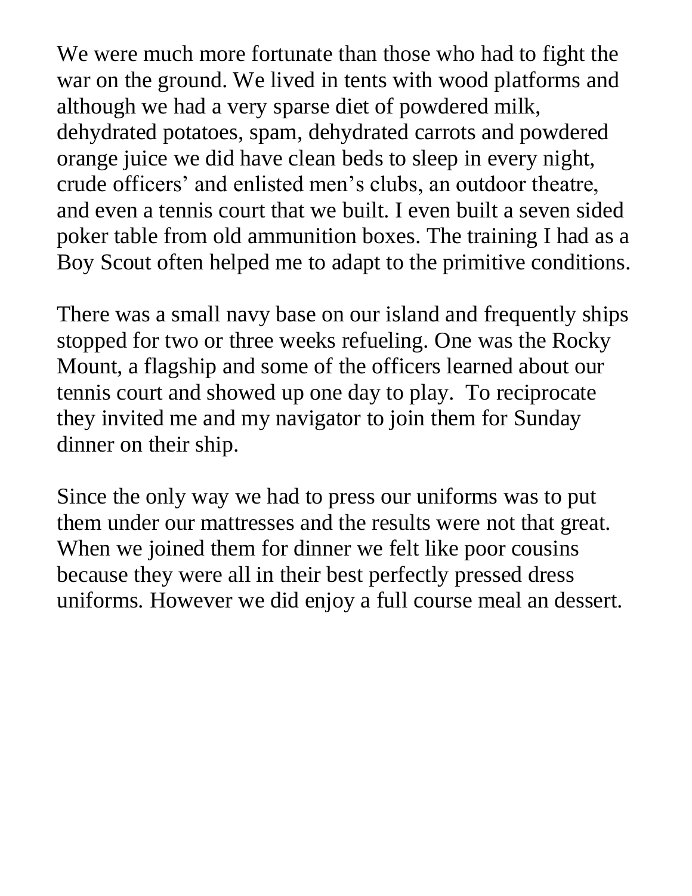We were much more fortunate than those who had to fight the war on the ground. We lived in tents with wood platforms and although we had a very sparse diet of powdered milk, dehydrated potatoes, spam, dehydrated carrots and powdered orange juice we did have clean beds to sleep in every night, crude officers' and enlisted men's clubs, an outdoor theatre, and even a tennis court that we built. I even built a seven sided poker table from old ammunition boxes. The training I had as a Boy Scout often helped me to adapt to the primitive conditions.

There was a small navy base on our island and frequently ships stopped for two or three weeks refueling. One was the Rocky Mount, a flagship and some of the officers learned about our tennis court and showed up one day to play. To reciprocate they invited me and my navigator to join them for Sunday dinner on their ship.

Since the only way we had to press our uniforms was to put them under our mattresses and the results were not that great. When we joined them for dinner we felt like poor cousins because they were all in their best perfectly pressed dress uniforms. However we did enjoy a full course meal an dessert.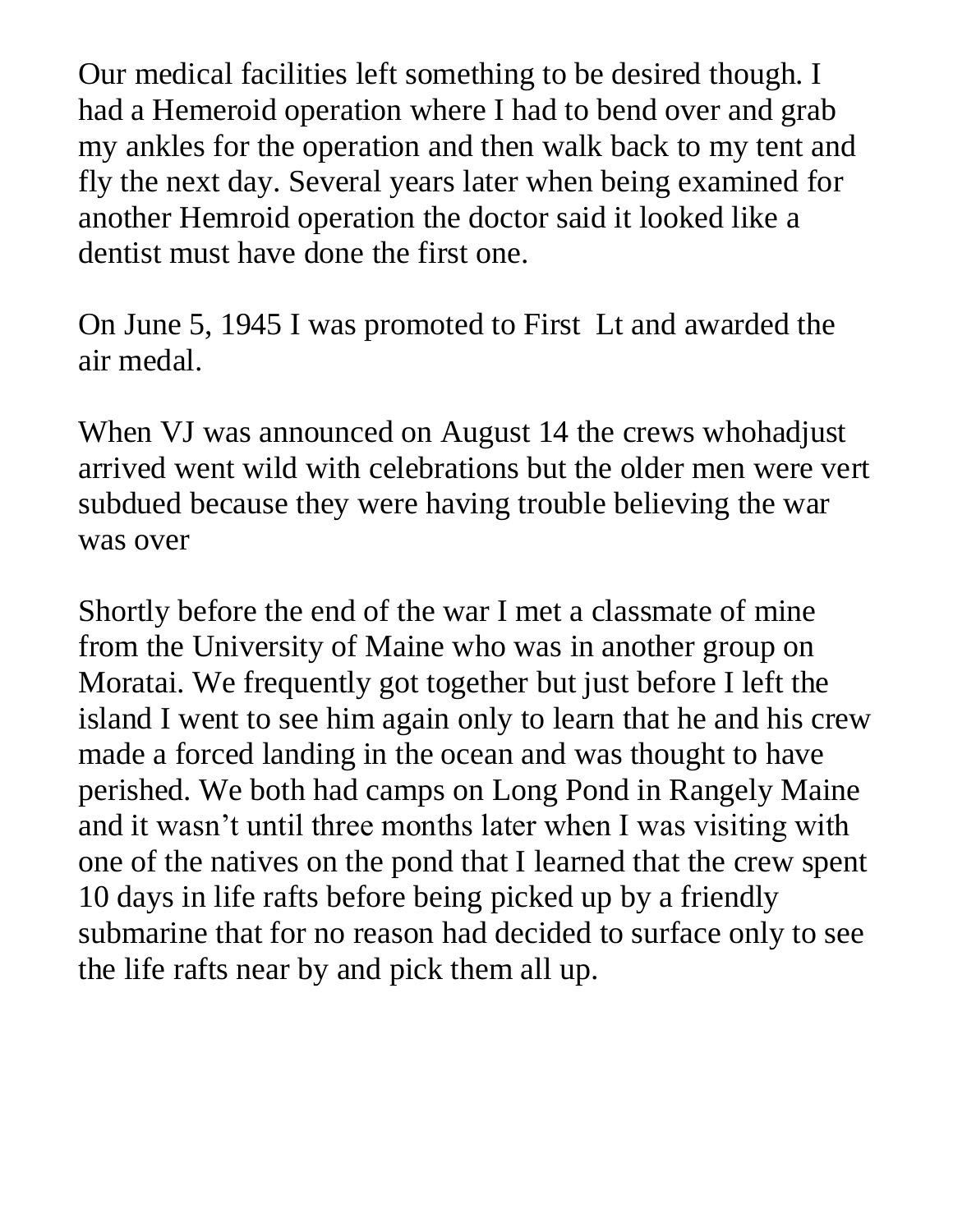Our medical facilities left something to be desired though. I had a Hemeroid operation where I had to bend over and grab my ankles for the operation and then walk back to my tent and fly the next day. Several years later when being examined for another Hemroid operation the doctor said it looked like a dentist must have done the first one.

On June 5, 1945 I was promoted to First  Lt and awarded the air medal.

When VJ was announced on August 14 the crews whohadjust arrived went wild with celebrations but the older men were vert subdued because they were having trouble believing the war was over

Shortly before the end of the war I met a classmate of mine from the University of Maine who was in another group on Moratai. We frequently got together but just before I left the island I went to see him again only to learn that he and his crew made a forced landing in the ocean and was thought to have perished. We both had camps on Long Pond in Rangely Maine and it wasn't until three months later when I was visiting with one of the natives on the pond that I learned that the crew spent 10 days in life rafts before being picked up by a friendly submarine that for no reason had decided to surface only to see the life rafts near by and pick them all up.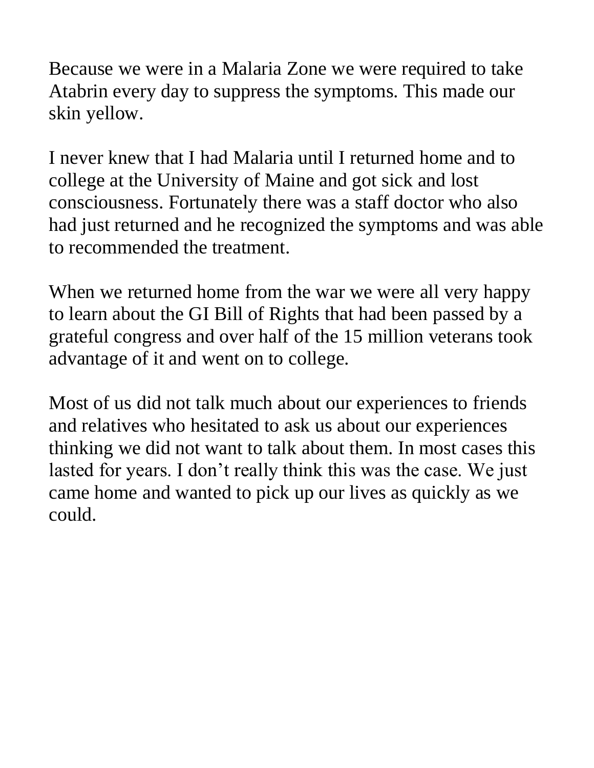Because we were in a Malaria Zone we were required to take Atabrin every day to suppress the symptoms. This made our skin yellow.

I never knew that I had Malaria until I returned home and to college at the University of Maine and got sick and lost consciousness. Fortunately there was a staff doctor who also had just returned and he recognized the symptoms and was able to recommended the treatment.

When we returned home from the war we were all very happy to learn about the GI Bill of Rights that had been passed by a grateful congress and over half of the 15 million veterans took advantage of it and went on to college.

Most of us did not talk much about our experiences to friends and relatives who hesitated to ask us about our experiences thinking we did not want to talk about them. In most cases this lasted for years. I don't really think this was the case. We just came home and wanted to pick up our lives as quickly as we could.